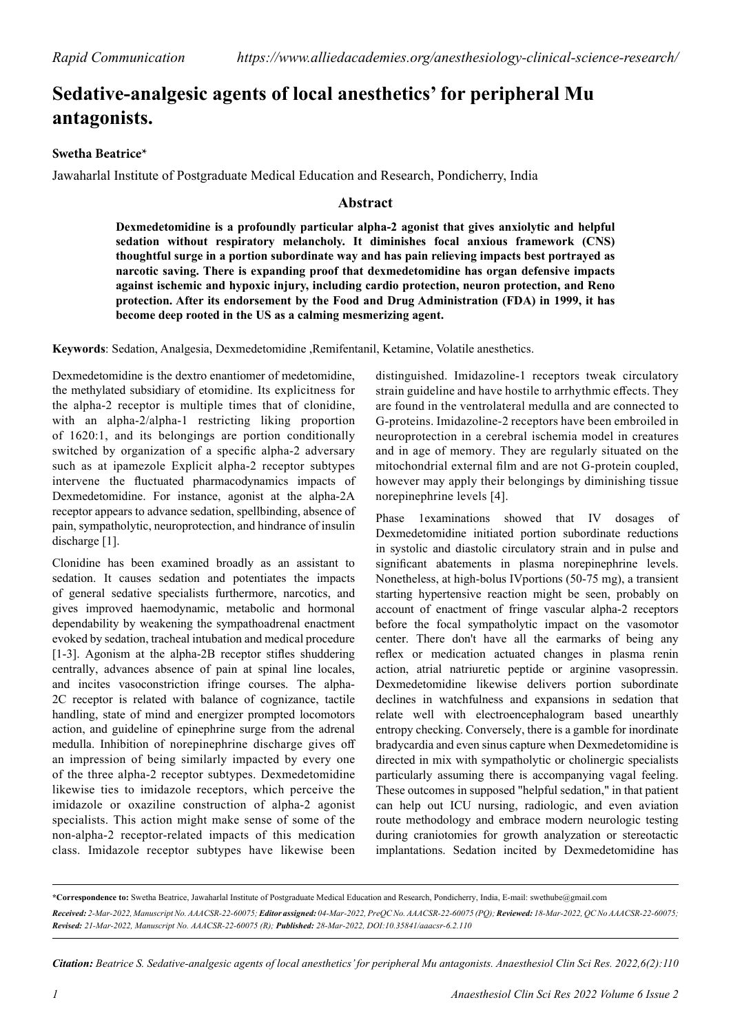*Rapid Communication* *https://www.alliedacademies.org/anesthesiology-clinical-science-research/*

# Sedative-analgesic agents of local anesthetics' for peripheral Mu antagonists.

**Swetha Beatrice***

Jawaharlal Institute of Postgraduate Medical Education and Research, Pondicherry, India

## Abstract

**Dexmedetomidine is a profoundly particular alpha-2 agonist that gives anxiolytic and helpful sedation without respiratory melancholy. It diminishes focal anxious framework (CNS) thoughtful surge in a portion subordinate way and has pain relieving impacts best portrayed as narcotic saving. There is expanding proof that dexmedetomidine has organ defensive impacts against ischemic and hypoxic injury, including cardio protection, neuron protection, and Reno protection. After its endorsement by the Food and Drug Administration (FDA) in 1999, it has become deep rooted in the US as a calming mesmerizing agent.**

**Keywords**: Sedation, Analgesia, Dexmedetomidine ,Remifentanil, Ketamine, Volatile anesthetics.

Dexmedetomidine is the dextro enantiomer of medetomidine, the methylated subsidiary of etomidine. Its explicitness for the alpha-2 receptor is multiple times that of clonidine, with an alpha-2/alpha-1 restricting liking proportion of 1620:1, and its belongings are portion conditionally switched by organization of a specific alpha-2 adversary such as at ipamezole Explicit alpha-2 receptor subtypes intervene the fluctuated pharmacodynamics impacts of Dexmedetomidine. For instance, agonist at the alpha-2A receptor appears to advance sedation, spellbinding, absence of pain, sympatholytic, neuroprotection, and hindrance of insulin discharge [1].

Clonidine has been examined broadly as an assistant to sedation. It causes sedation and potentiates the impacts of general sedative specialists furthermore, narcotics, and gives improved haemodynamic, metabolic and hormonal dependability by weakening the sympathoadrenal enactment evoked by sedation, tracheal intubation and medical procedure [1-3]. Agonism at the alpha-2B receptor stifles shuddering centrally, advances absence of pain at spinal line locales, and incites vasoconstriction ifringe courses. The alpha-2C receptor is related with balance of cognizance, tactile handling, state of mind and energizer prompted locomotors action, and guideline of epinephrine surge from the adrenal medulla. Inhibition of norepinephrine discharge gives off an impression of being similarly impacted by every one of the three alpha-2 receptor subtypes. Dexmedetomidine likewise ties to imidazoline receptors, which perceive the imidazole or oxaziline construction of alpha-2 agonist specialists. This action might make sense of some of the non-alpha-2 receptor-related impacts of this medication class. Imidazole receptor subtypes have likewise been distinguished. Imidazoline-1 receptors tweak circulatory strain guideline and have hostile to arrhythmic effects. They are found in the ventrolateral medulla and are connected to G-proteins. Imidazoline-2 receptors have been embroiled in neuroprotection in a cerebral ischemia model in creatures and in age of memory. They are regularly situated on the mitochondrial external film and are not G-protein coupled, however may apply their belongings by diminishing tissue norepinephrine levels [4].

Phase 1examinations showed that IV dosages of Dexmedetomidine initiated portion subordinate reductions in systolic and diastolic circulatory strain and in pulse and significant abatements in plasma norepinephrine levels. Nonetheless, at high-bolus IVportions (50-75 mg), a transient starting hypertensive reaction might be seen, probably on account of enactment of fringe vascular alpha-2 receptors before the focal sympatholytic impact on the vasomotor center. There don't have all the earmarks of being any reflex or medication actuated changes in plasma renin action, atrial natriuretic peptide or arginine vasopressin. Dexmedetomidine likewise delivers portion subordinate declines in watchfulness and expansions in sedation that relate well with electroencephalogram based unearthly entropy checking. Conversely, there is a gamble for inordinate bradycardia and even sinus capture when Dexmedetomidine is directed in mix with sympatholytic or cholinergic specialists particularly assuming there is accompanying vagal feeling. These outcomes in supposed "helpful sedation," in that patient can help out ICU nursing, radiologic, and even aviation route methodology and embrace modern neurologic testing during craniotomies for growth analyzation or stereotactic implantations. Sedation incited by Dexmedetomidine has

**\*Correspondence to:** Swetha Beatrice, Jawaharlal Institute of Postgraduate Medical Education and Research, Pondicherry, India, E-mail: swethube@gmail.com

***Received:** 2-Mar-2022, Manuscript No. AAACSR-22-60075; **Editor assigned:** 04-Mar-2022, PreQC No. AAACSR-22-60075 (PQ); **Reviewed:** 18-Mar-2022, QC No AAACSR-22-60075; **Revised:** 21-Mar-2022, Manuscript No. AAACSR-22-60075 (R); **Published:** 28-Mar-2022, DOI:10.35841/aaacsr-6.2.110*

***Citation:** Beatrice S. Sedative-analgesic agents of local anesthetics' for peripheral Mu antagonists. Anaesthesiol Clin Sci Res. 2022,6(2):110*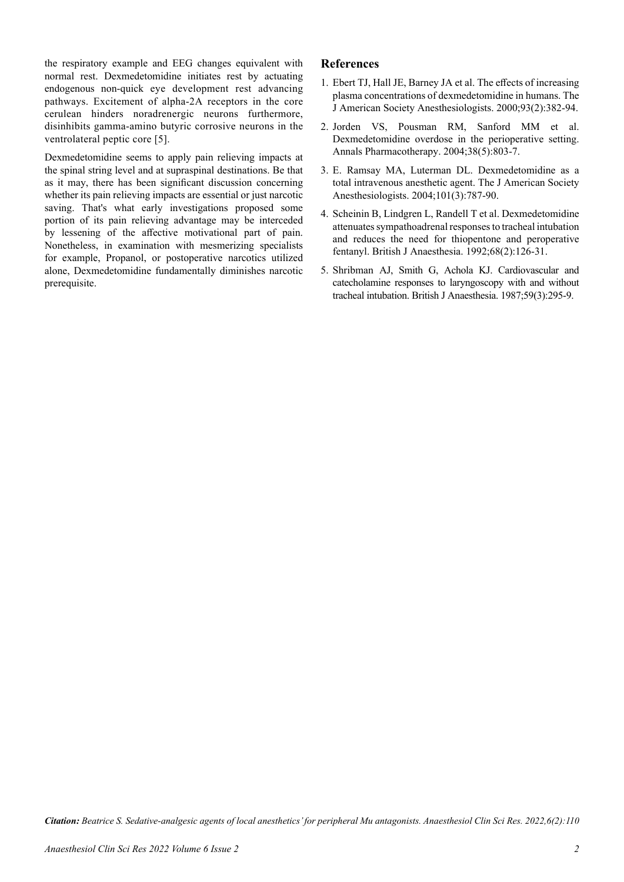the respiratory example and EEG changes equivalent with normal rest. Dexmedetomidine initiates rest by actuating endogenous non-quick eye development rest advancing pathways. Excitement of alpha-2A receptors in the core cerulean hinders noradrenergic neurons furthermore, disinhibits gamma-amino butyric corrosive neurons in the ventrolateral peptic core [5].

Dexmedetomidine seems to apply pain relieving impacts at the spinal string level and at supraspinal destinations. Be that as it may, there has been significant discussion concerning whether its pain relieving impacts are essential or just narcotic saving. That's what early investigations proposed some portion of its pain relieving advantage may be interceded by lessening of the affective motivational part of pain. Nonetheless, in examination with mesmerizing specialists for example, Propanol, or postoperative narcotics utilized alone, Dexmedetomidine fundamentally diminishes narcotic prerequisite.

## References

1. Ebert TJ, Hall JE, Barney JA et al. The effects of increasing plasma concentrations of dexmedetomidine in humans. The J American Society Anesthesiologists. 2000;93(2):382-94.
2. Jorden VS, Pousman RM, Sanford MM et al. Dexmedetomidine overdose in the perioperative setting. Annals Pharmacotherapy. 2004;38(5):803-7.
3. E. Ramsay MA, Luterman DL. Dexmedetomidine as a total intravenous anesthetic agent. The J American Society Anesthesiologists. 2004;101(3):787-90.
4. Scheinin B, Lindgren L, Randell T et al. Dexmedetomidine attenuates sympathoadrenal responses to tracheal intubation and reduces the need for thiopentone and peroperative fentanyl. British J Anaesthesia. 1992;68(2):126-31.
5. Shribman AJ, Smith G, Achola KJ. Cardiovascular and catecholamine responses to laryngoscopy with and without tracheal intubation. British J Anaesthesia. 1987;59(3):295-9.

***Citation:*** *Beatrice S. Sedative-analgesic agents of local anesthetics' for peripheral Mu antagonists. Anaesthesiol Clin Sci Res. 2022,6(2):110*